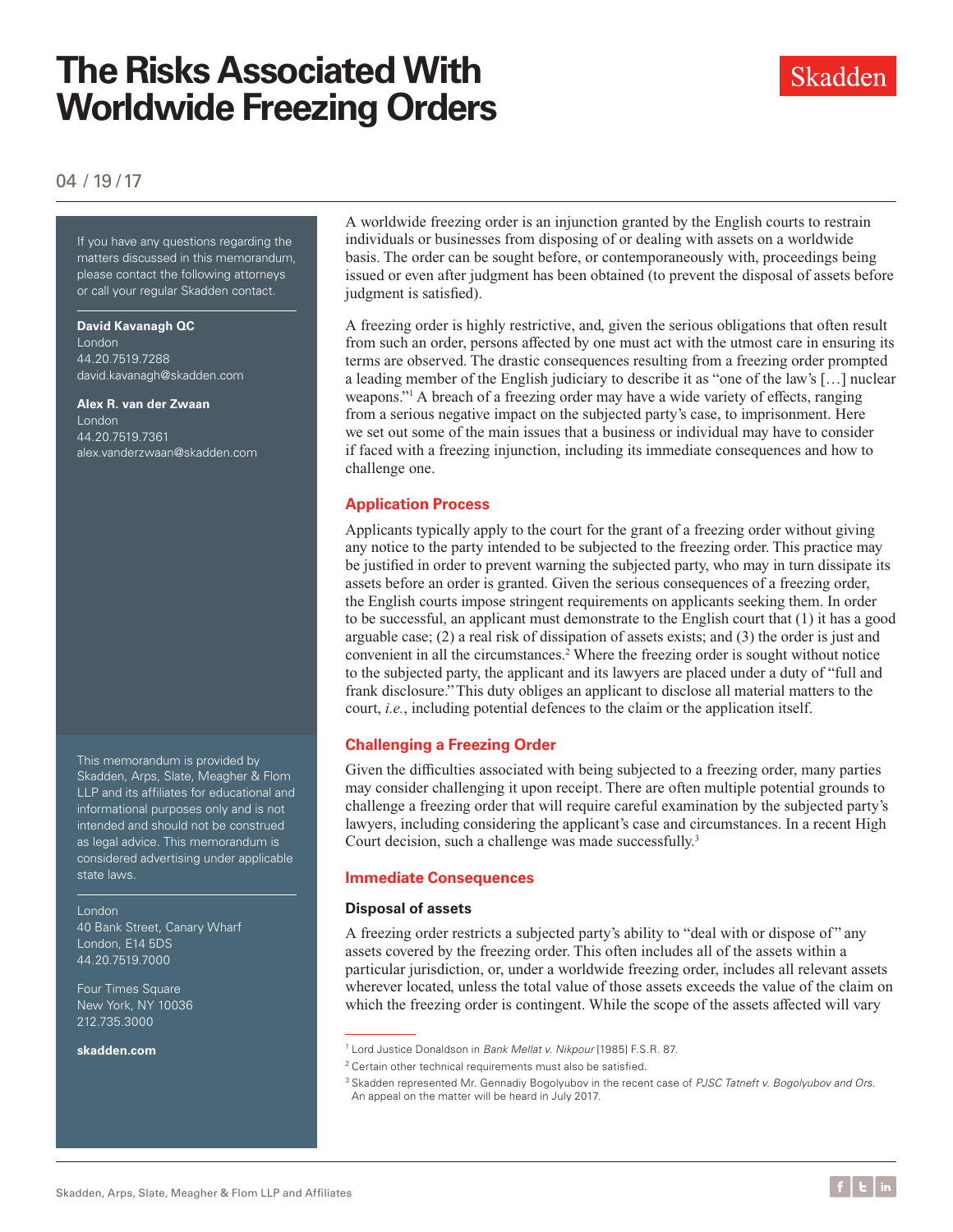# The Risks Associated With Worldwide Freezing Orders

04 / 19 / 17

If you have any questions regarding the matters discussed in this memorandum, please contact the following attorneys or call your regular Skadden contact.

**David Kavanagh QC**
London
44.20.7519.7288
david.kavanagh@skadden.com

**Alex R. van der Zwaan**
London
44.20.7519.7361
alex.vanderzwaan@skadden.com

This memorandum is provided by Skadden, Arps, Slate, Meagher & Flom LLP and its affiliates for educational and informational purposes only and is not intended and should not be construed as legal advice. This memorandum is considered advertising under applicable state laws.

London
40 Bank Street, Canary Wharf
London, E14 5DS
44.20.7519.7000

Four Times Square
New York, NY 10036
212.735.3000

**skadden.com**

A worldwide freezing order is an injunction granted by the English courts to restrain individuals or businesses from disposing of or dealing with assets on a worldwide basis. The order can be sought before, or contemporaneously with, proceedings being issued or even after judgment has been obtained (to prevent the disposal of assets before judgment is satisfied).

A freezing order is highly restrictive, and, given the serious obligations that often result from such an order, persons affected by one must act with the utmost care in ensuring its terms are observed. The drastic consequences resulting from a freezing order prompted a leading member of the English judiciary to describe it as "one of the law's […] nuclear weapons."[1] A breach of a freezing order may have a wide variety of effects, ranging from a serious negative impact on the subjected party's case, to imprisonment. Here we set out some of the main issues that a business or individual may have to consider if faced with a freezing injunction, including its immediate consequences and how to challenge one.

## Application Process

Applicants typically apply to the court for the grant of a freezing order without giving any notice to the party intended to be subjected to the freezing order. This practice may be justified in order to prevent warning the subjected party, who may in turn dissipate its assets before an order is granted. Given the serious consequences of a freezing order, the English courts impose stringent requirements on applicants seeking them. In order to be successful, an applicant must demonstrate to the English court that (1) it has a good arguable case; (2) a real risk of dissipation of assets exists; and (3) the order is just and convenient in all the circumstances.[2] Where the freezing order is sought without notice to the subjected party, the applicant and its lawyers are placed under a duty of "full and frank disclosure." This duty obliges an applicant to disclose all material matters to the court, *i.e.*, including potential defences to the claim or the application itself.

## Challenging a Freezing Order

Given the difficulties associated with being subjected to a freezing order, many parties may consider challenging it upon receipt. There are often multiple potential grounds to challenge a freezing order that will require careful examination by the subjected party's lawyers, including considering the applicant's case and circumstances. In a recent High Court decision, such a challenge was made successfully.[3]

## Immediate Consequences

### Disposal of assets

A freezing order restricts a subjected party's ability to "deal with or dispose of" any assets covered by the freezing order. This often includes all of the assets within a particular jurisdiction, or, under a worldwide freezing order, includes all relevant assets wherever located, unless the total value of those assets exceeds the value of the claim on which the freezing order is contingent. While the scope of the assets affected will vary

---

[1] Lord Justice Donaldson in *Bank Mellat v. Nikpour* [1985] F.S.R. 87.

[2] Certain other technical requirements must also be satisfied.

[3] Skadden represented Mr. Gennadiy Bogolyubov in the recent case of *PJSC Tatneft v. Bogolyubov and Ors*. An appeal on the matter will be heard in July 2017.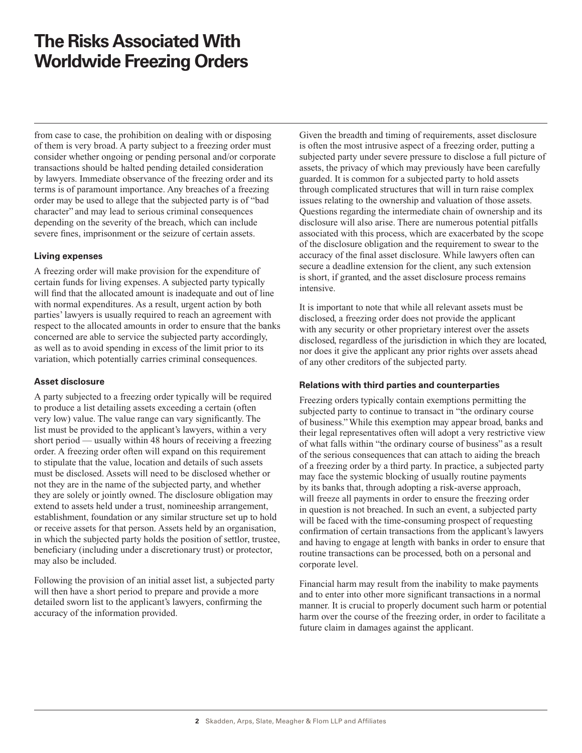from case to case, the prohibition on dealing with or disposing of them is very broad. A party subject to a freezing order must consider whether ongoing or pending personal and/or corporate transactions should be halted pending detailed consideration by lawyers. Immediate observance of the freezing order and its terms is of paramount importance. Any breaches of a freezing order may be used to allege that the subjected party is of "bad character" and may lead to serious criminal consequences depending on the severity of the breach, which can include severe fines, imprisonment or the seizure of certain assets.

### Living expenses

A freezing order will make provision for the expenditure of certain funds for living expenses. A subjected party typically will find that the allocated amount is inadequate and out of line with normal expenditures. As a result, urgent action by both parties' lawyers is usually required to reach an agreement with respect to the allocated amounts in order to ensure that the banks concerned are able to service the subjected party accordingly, as well as to avoid spending in excess of the limit prior to its variation, which potentially carries criminal consequences.

### Asset disclosure

A party subjected to a freezing order typically will be required to produce a list detailing assets exceeding a certain (often very low) value. The value range can vary significantly. The list must be provided to the applicant's lawyers, within a very short period — usually within 48 hours of receiving a freezing order. A freezing order often will expand on this requirement to stipulate that the value, location and details of such assets must be disclosed. Assets will need to be disclosed whether or not they are in the name of the subjected party, and whether they are solely or jointly owned. The disclosure obligation may extend to assets held under a trust, nomineeship arrangement, establishment, foundation or any similar structure set up to hold or receive assets for that person. Assets held by an organisation, in which the subjected party holds the position of settlor, trustee, beneficiary (including under a discretionary trust) or protector, may also be included.

Following the provision of an initial asset list, a subjected party will then have a short period to prepare and provide a more detailed sworn list to the applicant's lawyers, confirming the accuracy of the information provided.

Given the breadth and timing of requirements, asset disclosure is often the most intrusive aspect of a freezing order, putting a subjected party under severe pressure to disclose a full picture of assets, the privacy of which may previously have been carefully guarded. It is common for a subjected party to hold assets through complicated structures that will in turn raise complex issues relating to the ownership and valuation of those assets. Questions regarding the intermediate chain of ownership and its disclosure will also arise. There are numerous potential pitfalls associated with this process, which are exacerbated by the scope of the disclosure obligation and the requirement to swear to the accuracy of the final asset disclosure. While lawyers often can secure a deadline extension for the client, any such extension is short, if granted, and the asset disclosure process remains intensive.

It is important to note that while all relevant assets must be disclosed, a freezing order does not provide the applicant with any security or other proprietary interest over the assets disclosed, regardless of the jurisdiction in which they are located, nor does it give the applicant any prior rights over assets ahead of any other creditors of the subjected party.

### Relations with third parties and counterparties

Freezing orders typically contain exemptions permitting the subjected party to continue to transact in "the ordinary course of business." While this exemption may appear broad, banks and their legal representatives often will adopt a very restrictive view of what falls within "the ordinary course of business" as a result of the serious consequences that can attach to aiding the breach of a freezing order by a third party. In practice, a subjected party may face the systemic blocking of usually routine payments by its banks that, through adopting a risk-averse approach, will freeze all payments in order to ensure the freezing order in question is not breached. In such an event, a subjected party will be faced with the time-consuming prospect of requesting confirmation of certain transactions from the applicant's lawyers and having to engage at length with banks in order to ensure that routine transactions can be processed, both on a personal and corporate level.

Financial harm may result from the inability to make payments and to enter into other more significant transactions in a normal manner. It is crucial to properly document such harm or potential harm over the course of the freezing order, in order to facilitate a future claim in damages against the applicant.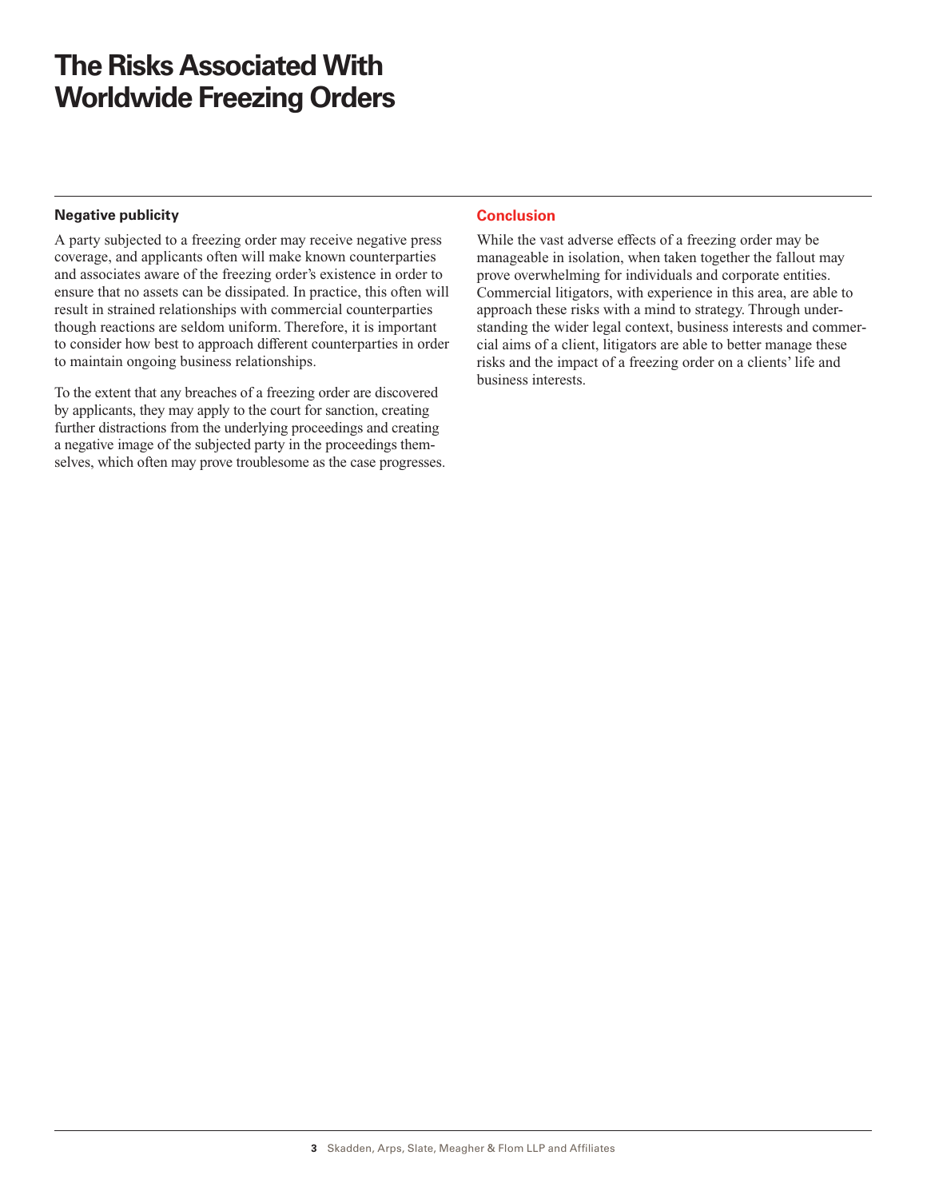# The Risks Associated With Worldwide Freezing Orders

## Negative publicity

A party subjected to a freezing order may receive negative press coverage, and applicants often will make known counterparties and associates aware of the freezing order's existence in order to ensure that no assets can be dissipated. In practice, this often will result in strained relationships with commercial counterparties though reactions are seldom uniform. Therefore, it is important to consider how best to approach different counterparties in order to maintain ongoing business relationships.

To the extent that any breaches of a freezing order are discovered by applicants, they may apply to the court for sanction, creating further distractions from the underlying proceedings and creating a negative image of the subjected party in the proceedings themselves, which often may prove troublesome as the case progresses.

## Conclusion

While the vast adverse effects of a freezing order may be manageable in isolation, when taken together the fallout may prove overwhelming for individuals and corporate entities. Commercial litigators, with experience in this area, are able to approach these risks with a mind to strategy. Through understanding the wider legal context, business interests and commercial aims of a client, litigators are able to better manage these risks and the impact of a freezing order on a clients' life and business interests.